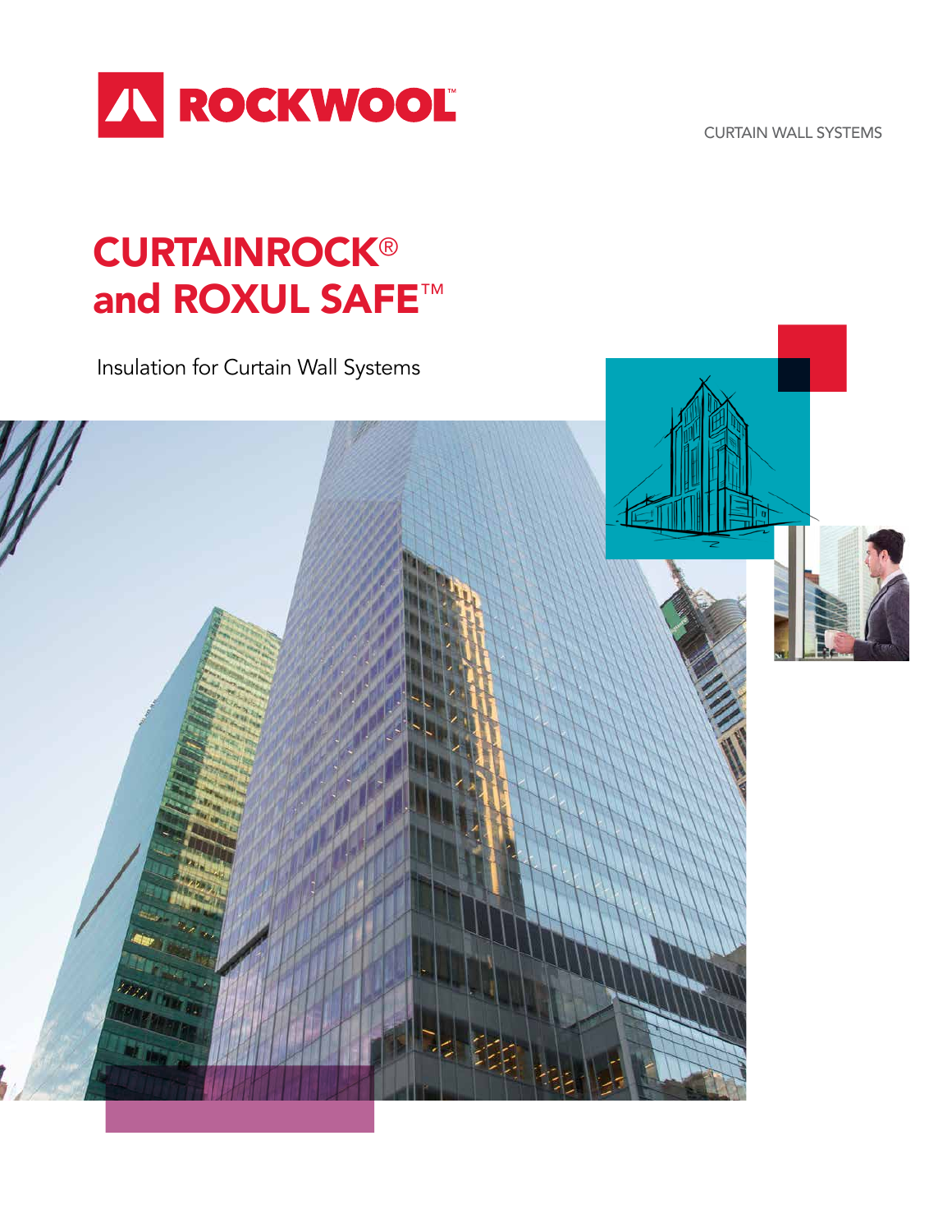ROCKWOOL™

CURTAIN WALL SYSTEMS

# CURTAINROCK® and ROXUL SAFE™

Insulation for Curtain Wall Systems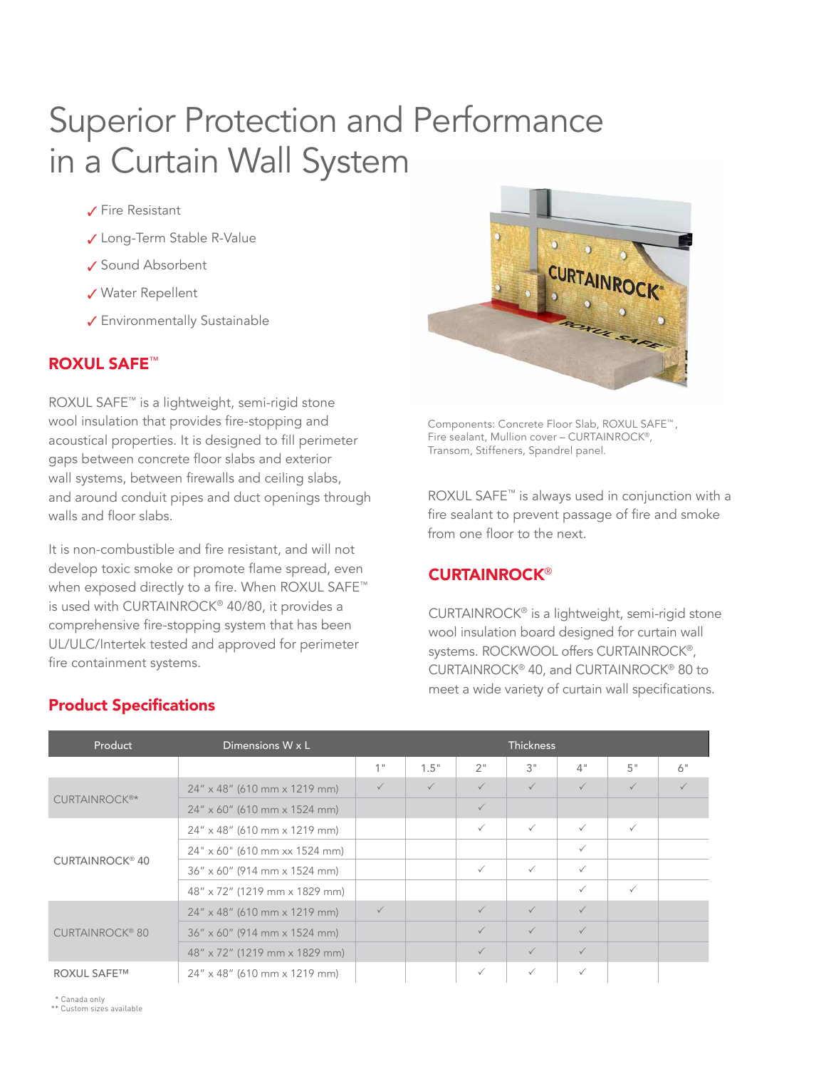# Superior Protection and Performance in a Curtain Wall System

- ✓ Fire Resistant
- ✓ Long-Term Stable R-Value
- ✓ Sound Absorbent
- ✓ Water Repellent
- ✓ Environmentally Sustainable

## ROXUL SAFE™

ROXUL SAFE™ is a lightweight, semi-rigid stone wool insulation that provides fire-stopping and acoustical properties. It is designed to fill perimeter gaps between concrete floor slabs and exterior wall systems, between firewalls and ceiling slabs, and around conduit pipes and duct openings through walls and floor slabs.

It is non-combustible and fire resistant, and will not develop toxic smoke or promote flame spread, even when exposed directly to a fire. When ROXUL SAFE™ is used with CURTAINROCK® 40/80, it provides a comprehensive fire-stopping system that has been UL/ULC/Intertek tested and approved for perimeter fire containment systems.

Components: Concrete Floor Slab, ROXUL SAFE™, Fire sealant, Mullion cover – CURTAINROCK®, Transom, Stiffeners, Spandrel panel.

ROXUL SAFE™ is always used in conjunction with a fire sealant to prevent passage of fire and smoke from one floor to the next.

## CURTAINROCK®

CURTAINROCK® is a lightweight, semi-rigid stone wool insulation board designed for curtain wall systems. ROCKWOOL offers CURTAINROCK®, CURTAINROCK® 40, and CURTAINROCK® 80 to meet a wide variety of curtain wall specifications.

## Product Specifications

| Product | Dimensions W x L | Thickness | | | | | | |
|---|---|---|---|---|---|---|---|---|
| | | 1" | 1.5" | 2" | 3" | 4" | 5" | 6" |
| CURTAINROCK®* | 24" x 48" (610 mm x 1219 mm) | ✓ | ✓ | ✓ | ✓ | ✓ | ✓ | ✓ |
| | 24" x 60" (610 mm x 1524 mm) | | | ✓ | | | | |
| CURTAINROCK® 40 | 24" x 48" (610 mm x 1219 mm) | | | ✓ | ✓ | ✓ | ✓ | |
| | 24" x 60" (610 mm xx 1524 mm) | | | | | ✓ | | |
| | 36" x 60" (914 mm x 1524 mm) | | | ✓ | ✓ | ✓ | | |
| | 48" x 72" (1219 mm x 1829 mm) | | | | | ✓ | ✓ | |
| CURTAINROCK® 80 | 24" x 48" (610 mm x 1219 mm) | ✓ | | ✓ | ✓ | ✓ | | |
| | 36" x 60" (914 mm x 1524 mm) | | | ✓ | ✓ | ✓ | | |
| | 48" x 72" (1219 mm x 1829 mm) | | | ✓ | ✓ | ✓ | | |
| ROXUL SAFE™ | 24" x 48" (610 mm x 1219 mm) | | | ✓ | ✓ | ✓ | | |

\* Canada only
\*\* Custom sizes available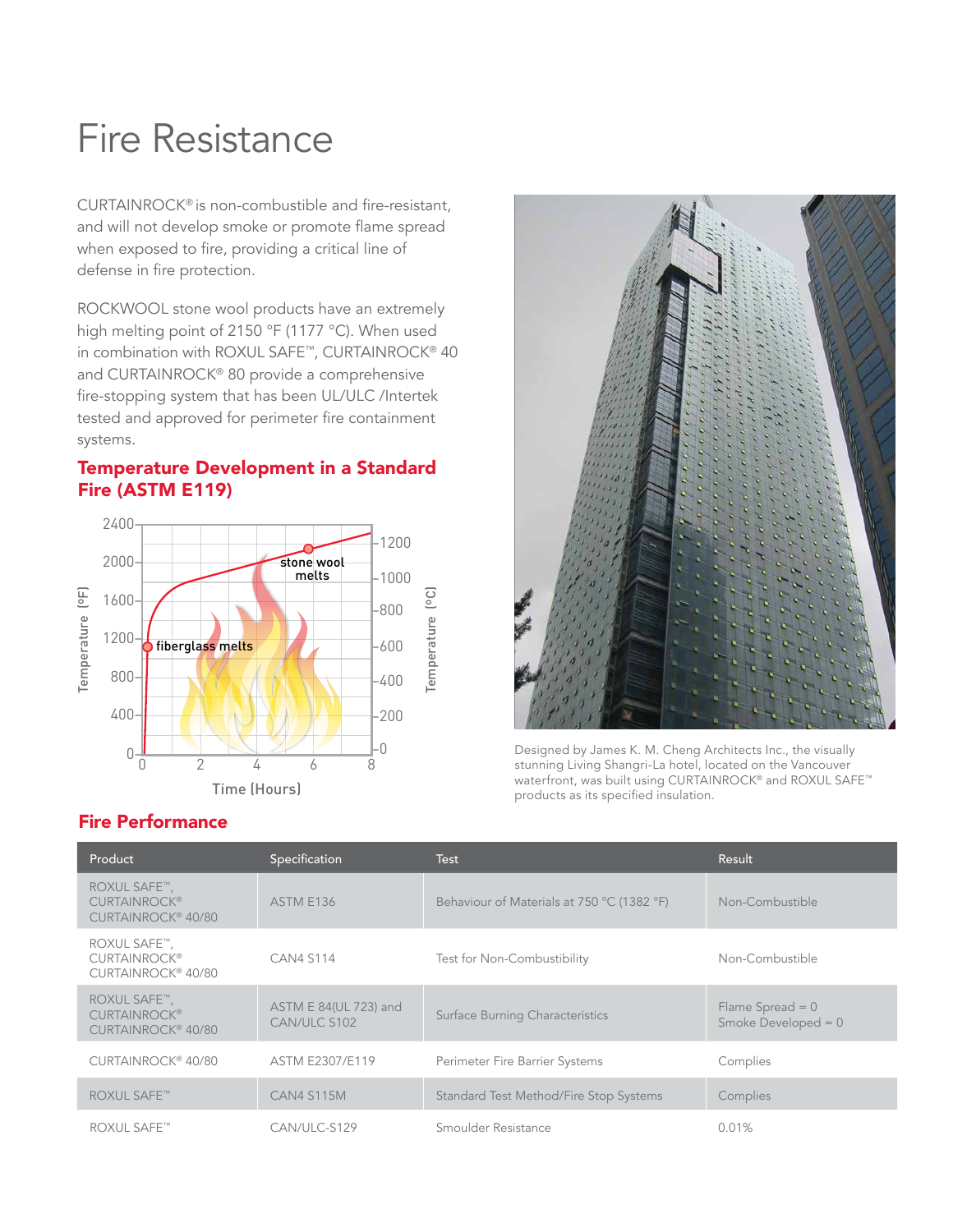# Fire Resistance

CURTAINROCK® is non-combustible and fire-resistant, and will not develop smoke or promote flame spread when exposed to fire, providing a critical line of defense in fire protection.

ROCKWOOL stone wool products have an extremely high melting point of 2150 °F (1177 °C). When used in combination with ROXUL SAFE™, CURTAINROCK® 40 and CURTAINROCK® 80 provide a comprehensive fire-stopping system that has been UL/ULC /Intertek tested and approved for perimeter fire containment systems.

## Temperature Development in a Standard Fire (ASTM E119)

Designed by James K. M. Cheng Architects Inc., the visually stunning Living Shangri-La hotel, located on the Vancouver waterfront, was built using CURTAINROCK® and ROXUL SAFE™ products as its specified insulation.

## Fire Performance

| Product | Specification | Test | Result |
|---|---|---|---|
| ROXUL SAFE™, CURTAINROCK® CURTAINROCK® 40/80 | ASTM E136 | Behaviour of Materials at 750 °C (1382 °F) | Non-Combustible |
| ROXUL SAFE™, CURTAINROCK® CURTAINROCK® 40/80 | CAN4 S114 | Test for Non-Combustibility | Non-Combustible |
| ROXUL SAFE™, CURTAINROCK® CURTAINROCK® 40/80 | ASTM E 84(UL 723) and CAN/ULC S102 | Surface Burning Characteristics | Flame Spread = 0<br>Smoke Developed = 0 |
| CURTAINROCK® 40/80 | ASTM E2307/E119 | Perimeter Fire Barrier Systems | Complies |
| ROXUL SAFE™ | CAN4 S115M | Standard Test Method/Fire Stop Systems | Complies |
| ROXUL SAFE™ | CAN/ULC-S129 | Smoulder Resistance | 0.01% |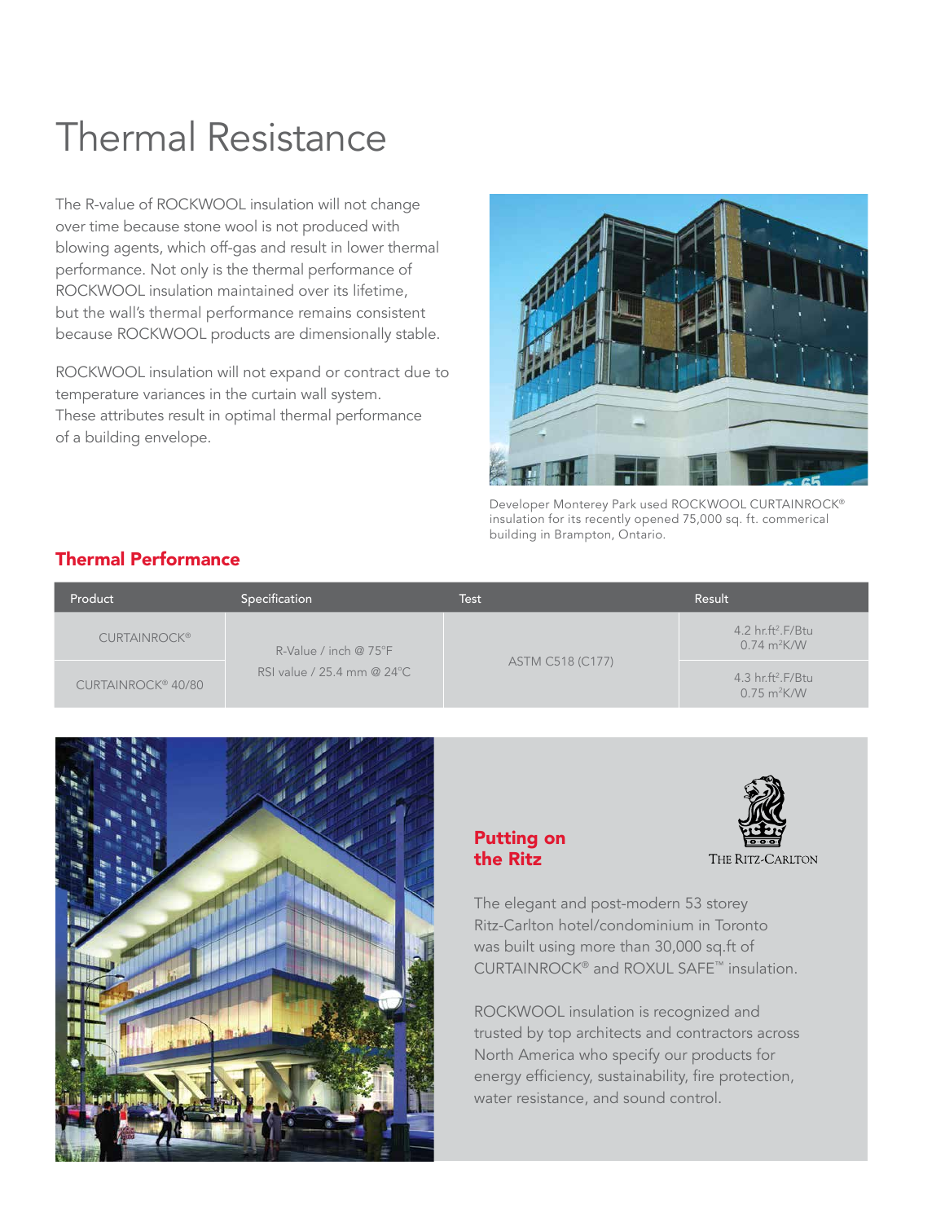# Thermal Resistance

The R-value of ROCKWOOL insulation will not change over time because stone wool is not produced with blowing agents, which off-gas and result in lower thermal performance. Not only is the thermal performance of ROCKWOOL insulation maintained over its lifetime, but the wall's thermal performance remains consistent because ROCKWOOL products are dimensionally stable.

ROCKWOOL insulation will not expand or contract due to temperature variances in the curtain wall system. These attributes result in optimal thermal performance of a building envelope.

Developer Monterey Park used ROCKWOOL CURTAINROCK® insulation for its recently opened 75,000 sq. ft. commerical building in Brampton, Ontario.

## Thermal Performance

| Product | Specification | Test | Result |
|---|---|---|---|
| CURTAINROCK® | R-Value / inch @ 75°F<br>RSI value / 25.4 mm @ 24°C | ASTM C518 (C177) | 4.2 hr.ft$^2$.F/Btu<br>0.74 m$^2$K/W |
| CURTAINROCK® 40/80 | | | 4.3 hr.ft$^2$.F/Btu<br>0.75 m$^2$K/W |

## Putting on the Ritz

THE RITZ-CARLTON

The elegant and post-modern 53 storey Ritz-Carlton hotel/condominium in Toronto was built using more than 30,000 sq.ft of CURTAINROCK® and ROXUL SAFE™ insulation.

ROCKWOOL insulation is recognized and trusted by top architects and contractors across North America who specify our products for energy efficiency, sustainability, fire protection, water resistance, and sound control.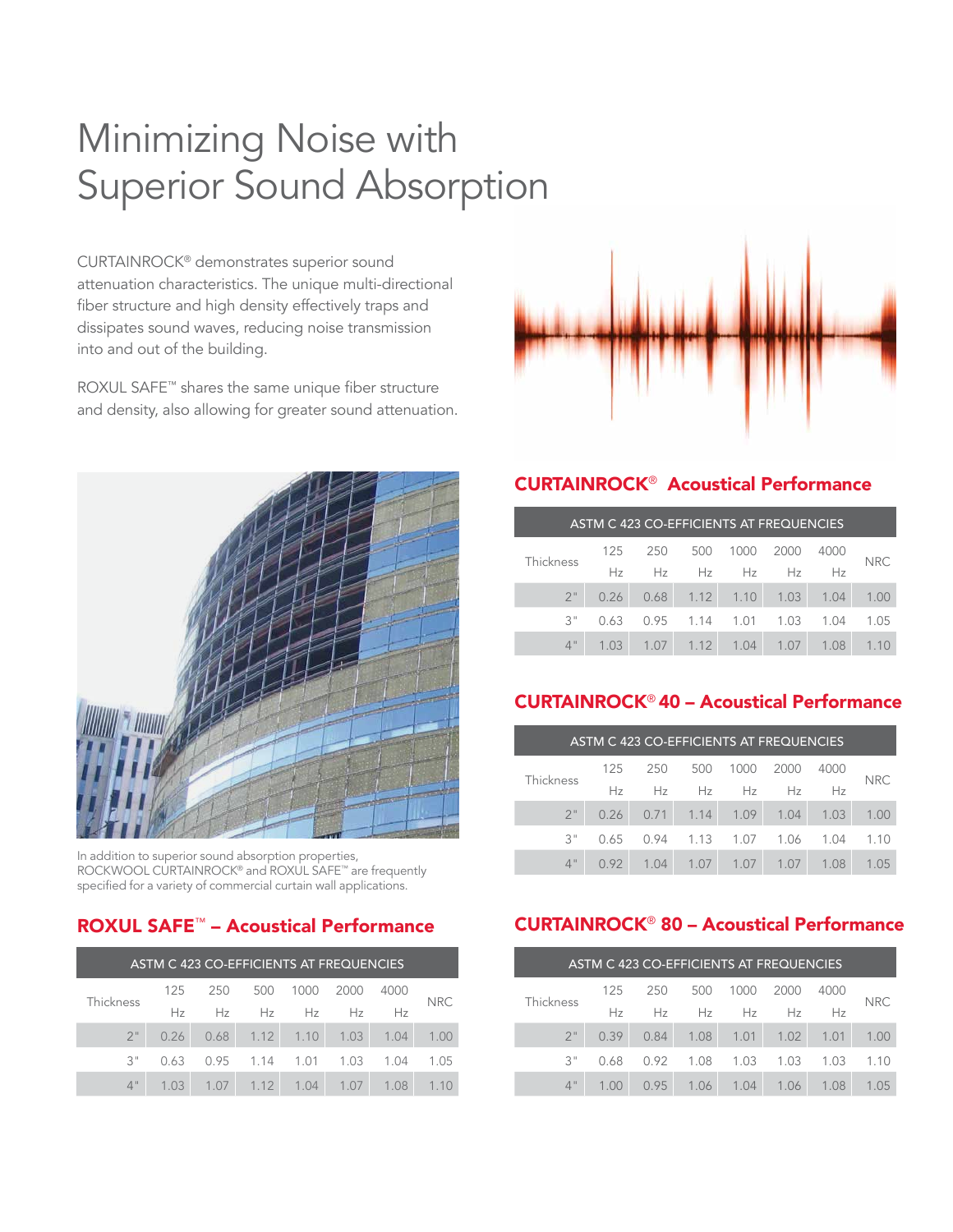# Minimizing Noise with Superior Sound Absorption

CURTAINROCK® demonstrates superior sound attenuation characteristics. The unique multi-directional fiber structure and high density effectively traps and dissipates sound waves, reducing noise transmission into and out of the building.

ROXUL SAFE™ shares the same unique fiber structure and density, also allowing for greater sound attenuation.

In addition to superior sound absorption properties, ROCKWOOL CURTAINROCK® and ROXUL SAFE™ are frequently specified for a variety of commercial curtain wall applications.

## ROXUL SAFE™ – Acoustical Performance

| ASTM C 423 CO-EFFICIENTS AT FREQUENCIES | | | | | | | |
|---|---|---|---|---|---|---|---|
| Thickness | 125 Hz | 250 Hz | 500 Hz | 1000 Hz | 2000 Hz | 4000 Hz | NRC |
| 2" | 0.26 | 0.68 | 1.12 | 1.10 | 1.03 | 1.04 | 1.00 |
| 3" | 0.63 | 0.95 | 1.14 | 1.01 | 1.03 | 1.04 | 1.05 |
| 4" | 1.03 | 1.07 | 1.12 | 1.04 | 1.07 | 1.08 | 1.10 |

## CURTAINROCK® Acoustical Performance

| ASTM C 423 CO-EFFICIENTS AT FREQUENCIES | | | | | | | |
|---|---|---|---|---|---|---|---|
| Thickness | 125 Hz | 250 Hz | 500 Hz | 1000 Hz | 2000 Hz | 4000 Hz | NRC |
| 2" | 0.26 | 0.68 | 1.12 | 1.10 | 1.03 | 1.04 | 1.00 |
| 3" | 0.63 | 0.95 | 1.14 | 1.01 | 1.03 | 1.04 | 1.05 |
| 4" | 1.03 | 1.07 | 1.12 | 1.04 | 1.07 | 1.08 | 1.10 |

## CURTAINROCK® 40 – Acoustical Performance

| ASTM C 423 CO-EFFICIENTS AT FREQUENCIES | | | | | | | |
|---|---|---|---|---|---|---|---|
| Thickness | 125 Hz | 250 Hz | 500 Hz | 1000 Hz | 2000 Hz | 4000 Hz | NRC |
| 2" | 0.26 | 0.71 | 1.14 | 1.09 | 1.04 | 1.03 | 1.00 |
| 3" | 0.65 | 0.94 | 1.13 | 1.07 | 1.06 | 1.04 | 1.10 |
| 4" | 0.92 | 1.04 | 1.07 | 1.07 | 1.07 | 1.08 | 1.05 |

## CURTAINROCK® 80 – Acoustical Performance

| ASTM C 423 CO-EFFICIENTS AT FREQUENCIES | | | | | | | |
|---|---|---|---|---|---|---|---|
| Thickness | 125 Hz | 250 Hz | 500 Hz | 1000 Hz | 2000 Hz | 4000 Hz | NRC |
| 2" | 0.39 | 0.84 | 1.08 | 1.01 | 1.02 | 1.01 | 1.00 |
| 3" | 0.68 | 0.92 | 1.08 | 1.03 | 1.03 | 1.03 | 1.10 |
| 4" | 1.00 | 0.95 | 1.06 | 1.04 | 1.06 | 1.08 | 1.05 |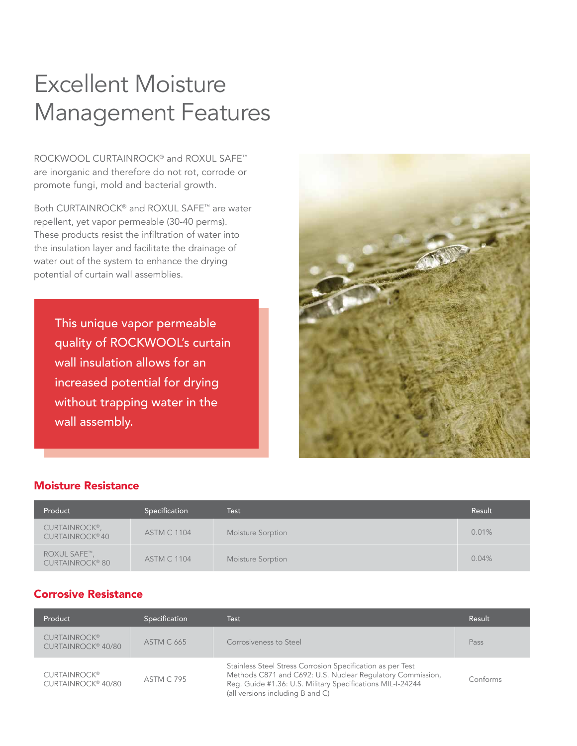# Excellent Moisture Management Features

ROCKWOOL CURTAINROCK® and ROXUL SAFE™ are inorganic and therefore do not rot, corrode or promote fungi, mold and bacterial growth.

Both CURTAINROCK® and ROXUL SAFE™ are water repellent, yet vapor permeable (30-40 perms). These products resist the infiltration of water into the insulation layer and facilitate the drainage of water out of the system to enhance the drying potential of curtain wall assemblies.

This unique vapor permeable quality of ROCKWOOL's curtain wall insulation allows for an increased potential for drying without trapping water in the wall assembly.

## Moisture Resistance

| Product | Specification | Test | Result |
|---|---|---|---|
| CURTAINROCK®, CURTAINROCK® 40 | ASTM C 1104 | Moisture Sorption | 0.01% |
| ROXUL SAFE™, CURTAINROCK® 80 | ASTM C 1104 | Moisture Sorption | 0.04% |

## Corrosive Resistance

| Product | Specification | Test | Result |
|---|---|---|---|
| CURTAINROCK® CURTAINROCK® 40/80 | ASTM C 665 | Corrosiveness to Steel | Pass |
| CURTAINROCK® CURTAINROCK® 40/80 | ASTM C 795 | Stainless Steel Stress Corrosion Specification as per Test Methods C871 and C692: U.S. Nuclear Regulatory Commission, Reg. Guide #1.36: U.S. Military Specifications MIL-I-24244 (all versions including B and C) | Conforms |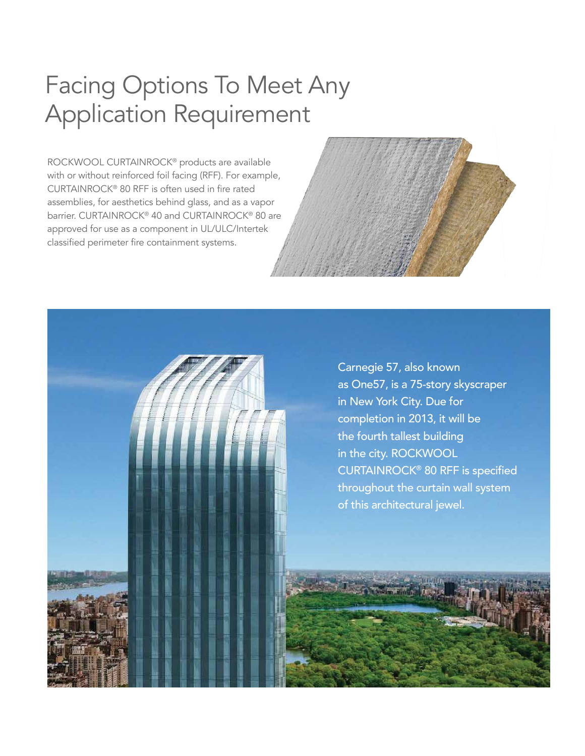# Facing Options To Meet Any Application Requirement

ROCKWOOL CURTAINROCK® products are available with or without reinforced foil facing (RFF). For example, CURTAINROCK® 80 RFF is often used in fire rated assemblies, for aesthetics behind glass, and as a vapor barrier. CURTAINROCK® 40 and CURTAINROCK® 80 are approved for use as a component in UL/ULC/Intertek classified perimeter fire containment systems.

Carnegie 57, also known as One57, is a 75-story skyscraper in New York City. Due for completion in 2013, it will be the fourth tallest building in the city. ROCKWOOL CURTAINROCK® 80 RFF is specified throughout the curtain wall system of this architectural jewel.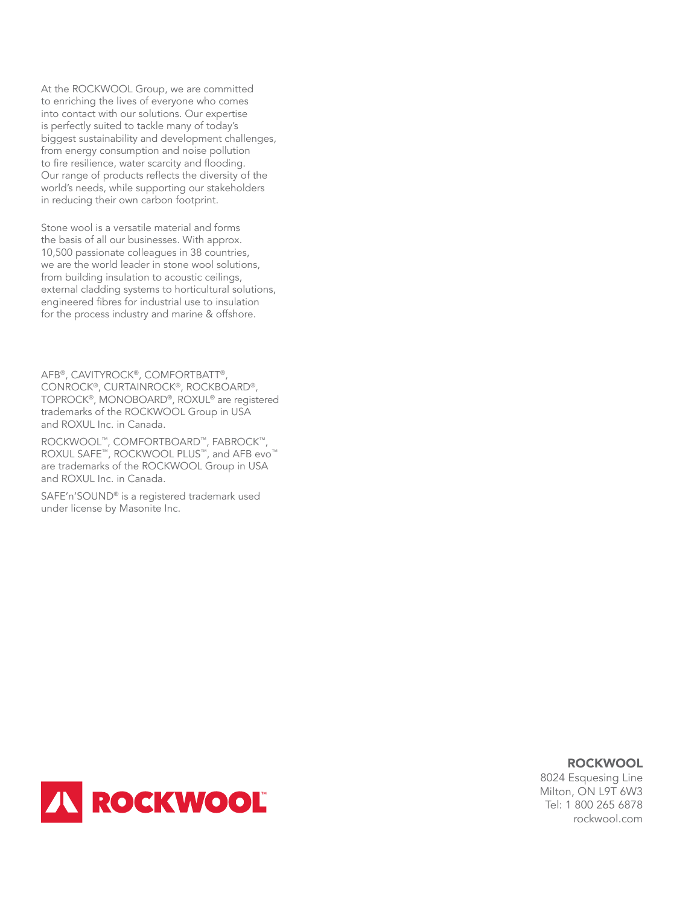At the ROCKWOOL Group, we are committed to enriching the lives of everyone who comes into contact with our solutions. Our expertise is perfectly suited to tackle many of today's biggest sustainability and development challenges, from energy consumption and noise pollution to fire resilience, water scarcity and flooding. Our range of products reflects the diversity of the world's needs, while supporting our stakeholders in reducing their own carbon footprint.

Stone wool is a versatile material and forms the basis of all our businesses. With approx. 10,500 passionate colleagues in 38 countries, we are the world leader in stone wool solutions, from building insulation to acoustic ceilings, external cladding systems to horticultural solutions, engineered fibres for industrial use to insulation for the process industry and marine & offshore.

AFB®, CAVITYROCK®, COMFORTBATT®, CONROCK®, CURTAINROCK®, ROCKBOARD®, TOPROCK®, MONOBOARD®, ROXUL® are registered trademarks of the ROCKWOOL Group in USA and ROXUL Inc. in Canada.

ROCKWOOL™, COMFORTBOARD™, FABROCK™, ROXUL SAFE™, ROCKWOOL PLUS™, and AFB evo™ are trademarks of the ROCKWOOL Group in USA and ROXUL Inc. in Canada.

SAFE'n'SOUND® is a registered trademark used under license by Masonite Inc.

ROCKWOOL

**ROCKWOOL**
8024 Esquesing Line
Milton, ON L9T 6W3
Tel: 1 800 265 6878
rockwool.com